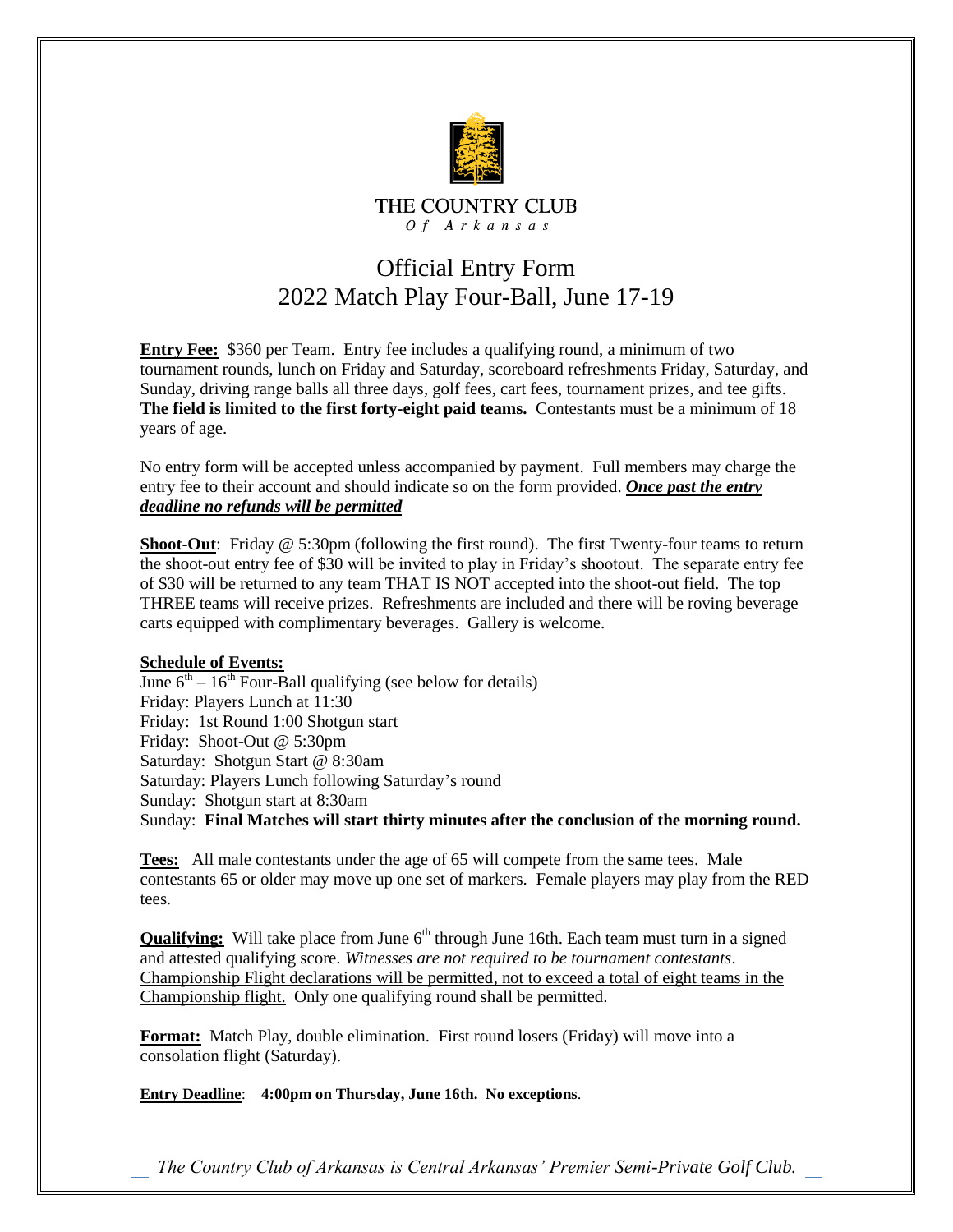THE COUNTRY CLUB
*Of Arkansas*

# Official Entry Form
## 2022 Match Play Four-Ball, June 17-19

**Entry Fee:** $360 per Team. Entry fee includes a qualifying round, a minimum of two tournament rounds, lunch on Friday and Saturday, scoreboard refreshments Friday, Saturday, and Sunday, driving range balls all three days, golf fees, cart fees, tournament prizes, and tee gifts. **The field is limited to the first forty-eight paid teams.** Contestants must be a minimum of 18 years of age.

No entry form will be accepted unless accompanied by payment. Full members may charge the entry fee to their account and should indicate so on the form provided. ***Once past the entry deadline no refunds will be permitted***

**Shoot-Out**: Friday @ 5:30pm (following the first round). The first Twenty-four teams to return the shoot-out entry fee of $30 will be invited to play in Friday's shootout. The separate entry fee of $30 will be returned to any team THAT IS NOT accepted into the shoot-out field. The top THREE teams will receive prizes. Refreshments are included and there will be roving beverage carts equipped with complimentary beverages. Gallery is welcome.

**Schedule of Events:**
June 6th – 16th Four-Ball qualifying (see below for details)
Friday: Players Lunch at 11:30
Friday: 1st Round 1:00 Shotgun start
Friday: Shoot-Out @ 5:30pm
Saturday: Shotgun Start @ 8:30am
Saturday: Players Lunch following Saturday's round
Sunday: Shotgun start at 8:30am
Sunday: **Final Matches will start thirty minutes after the conclusion of the morning round.**

**Tees:** All male contestants under the age of 65 will compete from the same tees. Male contestants 65 or older may move up one set of markers. Female players may play from the RED tees.

**Qualifying:** Will take place from June 6th through June 16th. Each team must turn in a signed and attested qualifying score. *Witnesses are not required to be tournament contestants*. Championship Flight declarations will be permitted, not to exceed a total of eight teams in the Championship flight. Only one qualifying round shall be permitted.

**Format:** Match Play, double elimination. First round losers (Friday) will move into a consolation flight (Saturday).

**Entry Deadline**: **4:00pm on Thursday, June 16th. No exceptions**.

*The Country Club of Arkansas is Central Arkansas' Premier Semi-Private Golf Club.*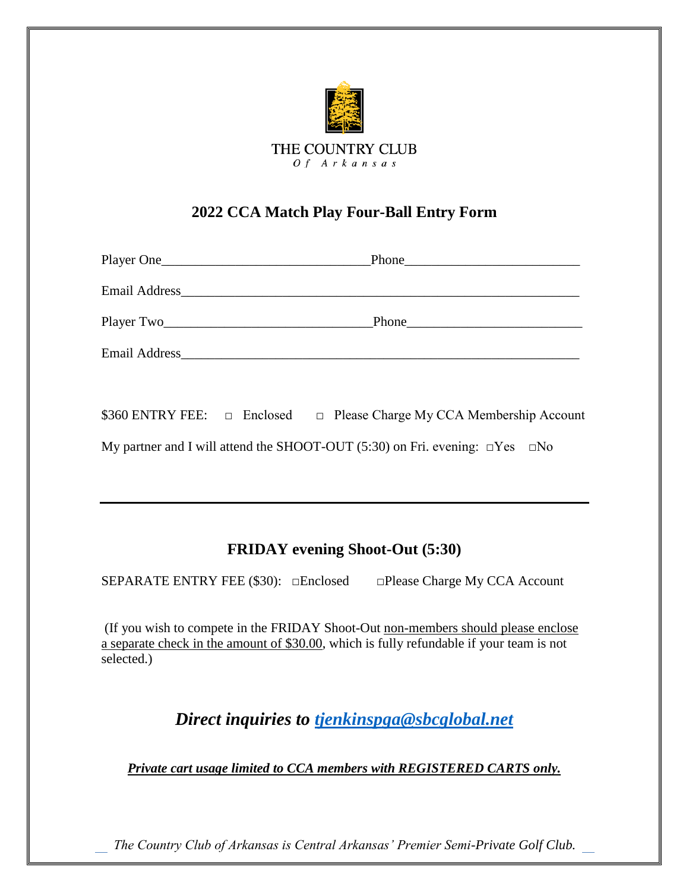THE COUNTRY CLUB
Of Arkansas

## 2022 CCA Match Play Four-Ball Entry Form

Player One______________________________Phone_________________________

Email Address___________________________________________________________

Player Two______________________________Phone_________________________

Email Address___________________________________________________________

$360 ENTRY FEE: □ Enclosed □ Please Charge My CCA Membership Account

My partner and I will attend the SHOOT-OUT (5:30) on Fri. evening: □Yes □No

---

### FRIDAY evening Shoot-Out (5:30)

SEPARATE ENTRY FEE ($30): □Enclosed □Please Charge My CCA Account

(If you wish to compete in the FRIDAY Shoot-Out non-members should please enclose a separate check in the amount of $30.00, which is fully refundable if your team is not selected.)

## ***Direct inquiries to tjenkinspga@sbcglobal.net***

***Private cart usage limited to CCA members with REGISTERED CARTS only.***

*The Country Club of Arkansas is Central Arkansas' Premier Semi-Private Golf Club.*